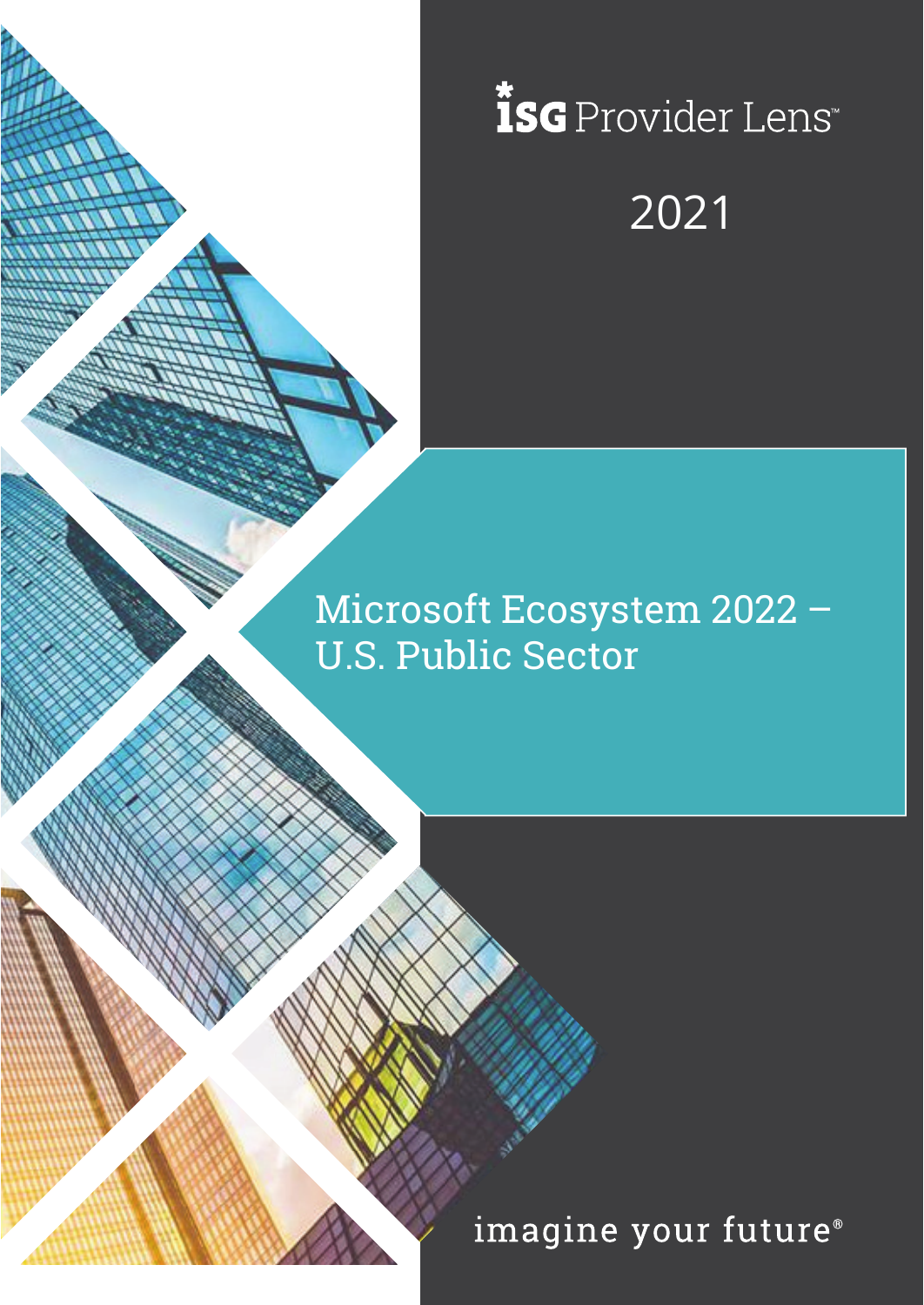ISG Provider Lens™

2021

# Microsoft Ecosystem 2022 – U.S. Public Sector

imagine your future®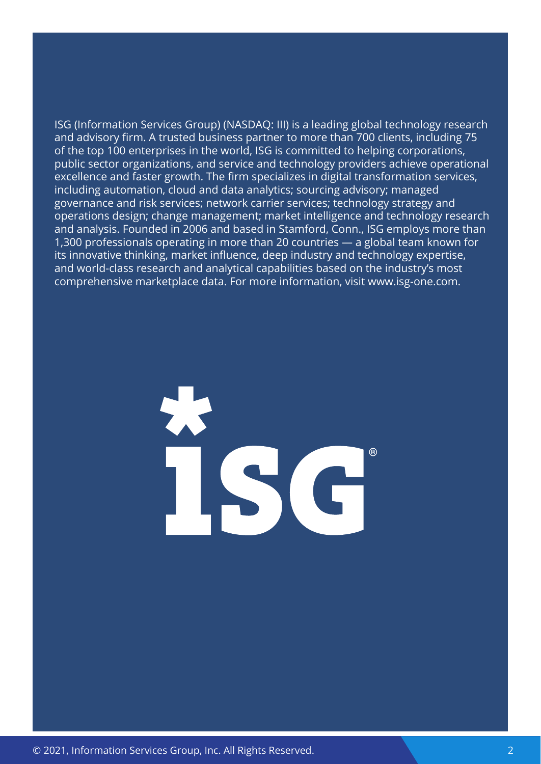ISG (Information Services Group) (NASDAQ: III) is a leading global technology research and advisory firm. A trusted business partner to more than 700 clients, including 75 of the top 100 enterprises in the world, ISG is committed to helping corporations, public sector organizations, and service and technology providers achieve operational excellence and faster growth. The firm specializes in digital transformation services, including automation, cloud and data analytics; sourcing advisory; managed governance and risk services; network carrier services; technology strategy and operations design; change management; market intelligence and technology research and analysis. Founded in 2006 and based in Stamford, Conn., ISG employs more than 1,300 professionals operating in more than 20 countries — a global team known for its innovative thinking, market influence, deep industry and technology expertise, and world-class research and analytical capabilities based on the industry's most comprehensive marketplace data. For more information, visit www.isg-one.com.

© 2021, Information Services Group, Inc. All Rights Reserved.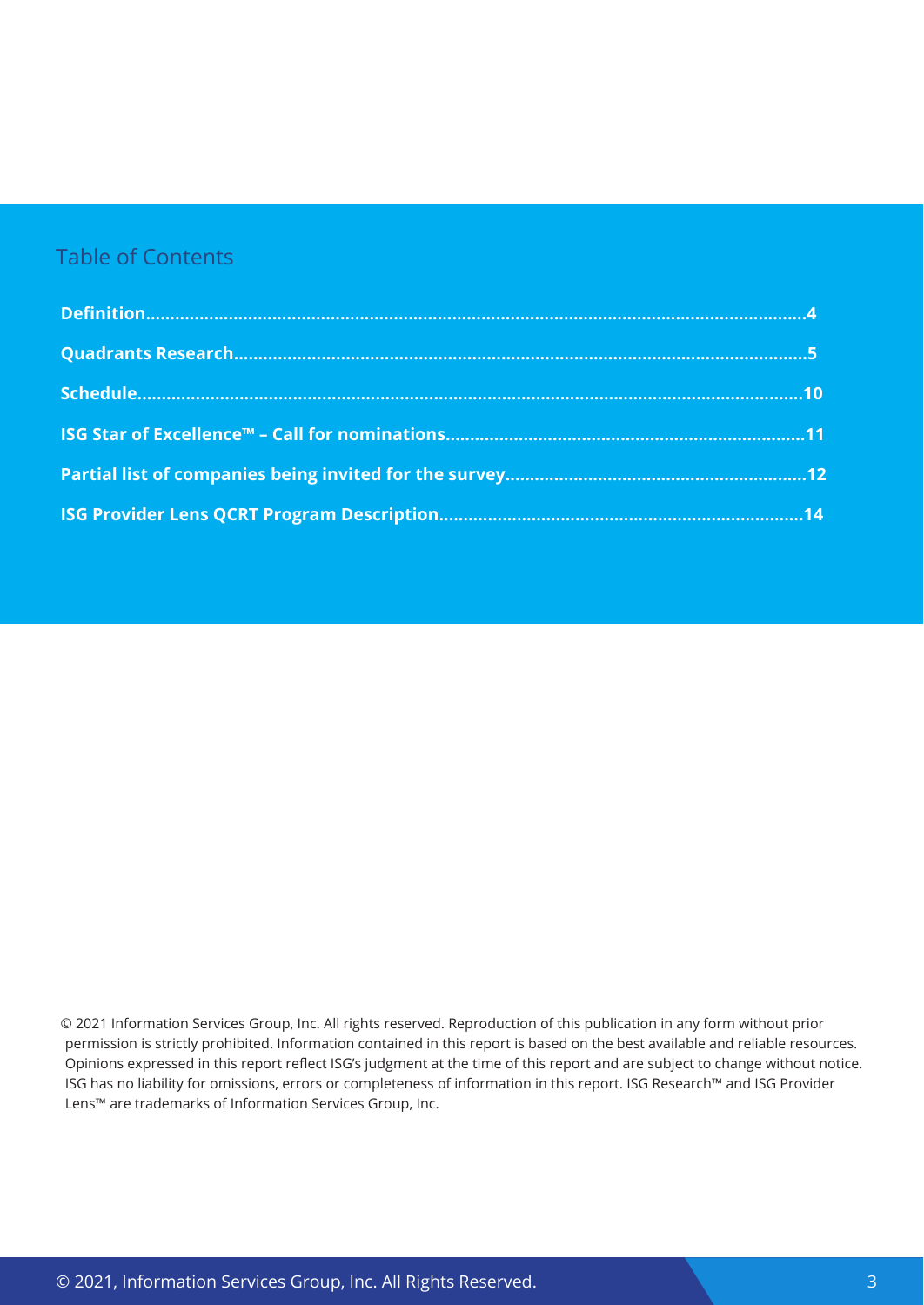## Table of Contents

**Definition....................................................................................................................................4**

**Quadrants Research...................................................................................................................5**

**Schedule.....................................................................................................................................10**

**ISG Star of Excellence™ – Call for nominations.......................................................................11**

**Partial list of companies being invited for the survey............................................................12**

**ISG Provider Lens QCRT Program Description.......................................................................14**

© 2021 Information Services Group, Inc. All rights reserved. Reproduction of this publication in any form without prior permission is strictly prohibited. Information contained in this report is based on the best available and reliable resources. Opinions expressed in this report reflect ISG's judgment at the time of this report and are subject to change without notice. ISG has no liability for omissions, errors or completeness of information in this report. ISG Research™ and ISG Provider Lens™ are trademarks of Information Services Group, Inc.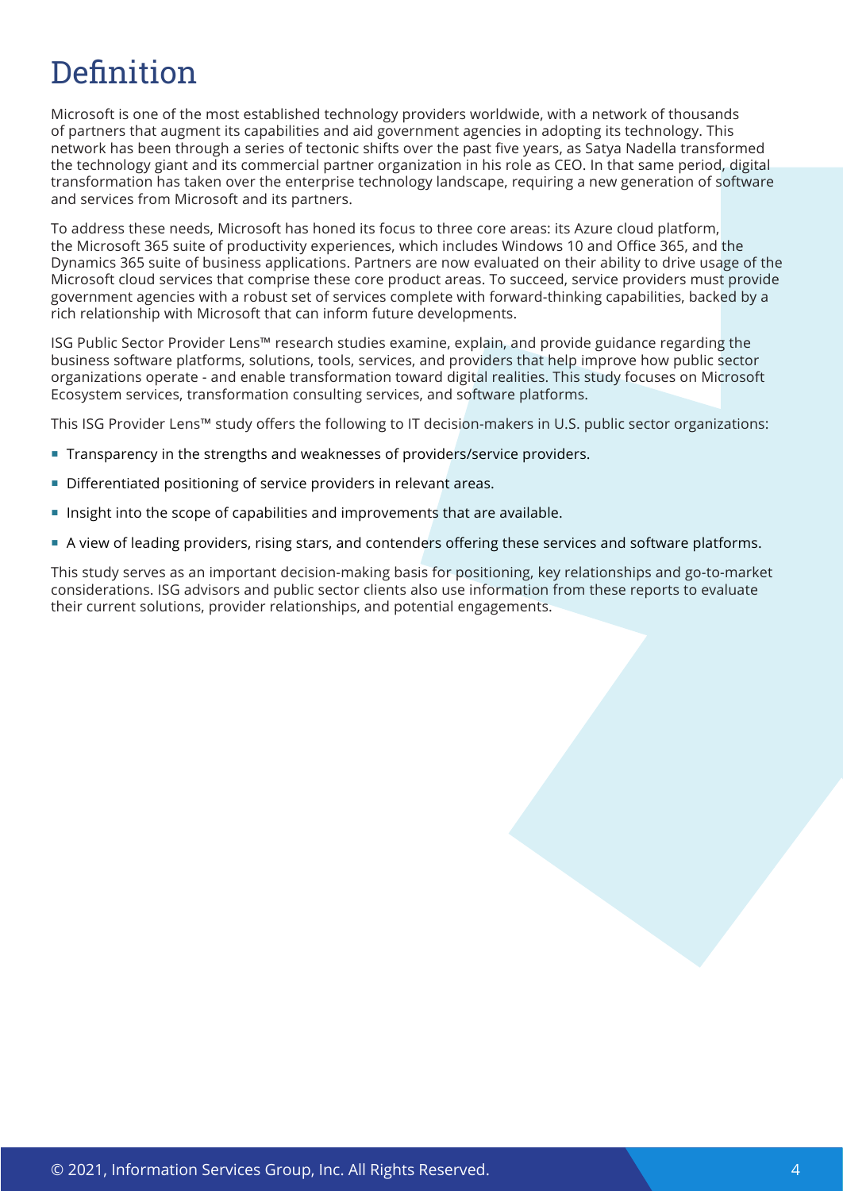# Definition

Microsoft is one of the most established technology providers worldwide, with a network of thousands of partners that augment its capabilities and aid government agencies in adopting its technology. This network has been through a series of tectonic shifts over the past five years, as Satya Nadella transformed the technology giant and its commercial partner organization in his role as CEO. In that same period, digital transformation has taken over the enterprise technology landscape, requiring a new generation of software and services from Microsoft and its partners.

To address these needs, Microsoft has honed its focus to three core areas: its Azure cloud platform, the Microsoft 365 suite of productivity experiences, which includes Windows 10 and Office 365, and the Dynamics 365 suite of business applications. Partners are now evaluated on their ability to drive usage of the Microsoft cloud services that comprise these core product areas. To succeed, service providers must provide government agencies with a robust set of services complete with forward-thinking capabilities, backed by a rich relationship with Microsoft that can inform future developments.

ISG Public Sector Provider Lens™ research studies examine, explain, and provide guidance regarding the business software platforms, solutions, tools, services, and providers that help improve how public sector organizations operate - and enable transformation toward digital realities. This study focuses on Microsoft Ecosystem services, transformation consulting services, and software platforms.

This ISG Provider Lens™ study offers the following to IT decision-makers in U.S. public sector organizations:

- Transparency in the strengths and weaknesses of providers/service providers.
- Differentiated positioning of service providers in relevant areas.
- Insight into the scope of capabilities and improvements that are available.
- A view of leading providers, rising stars, and contenders offering these services and software platforms.

This study serves as an important decision-making basis for positioning, key relationships and go-to-market considerations. ISG advisors and public sector clients also use information from these reports to evaluate their current solutions, provider relationships, and potential engagements.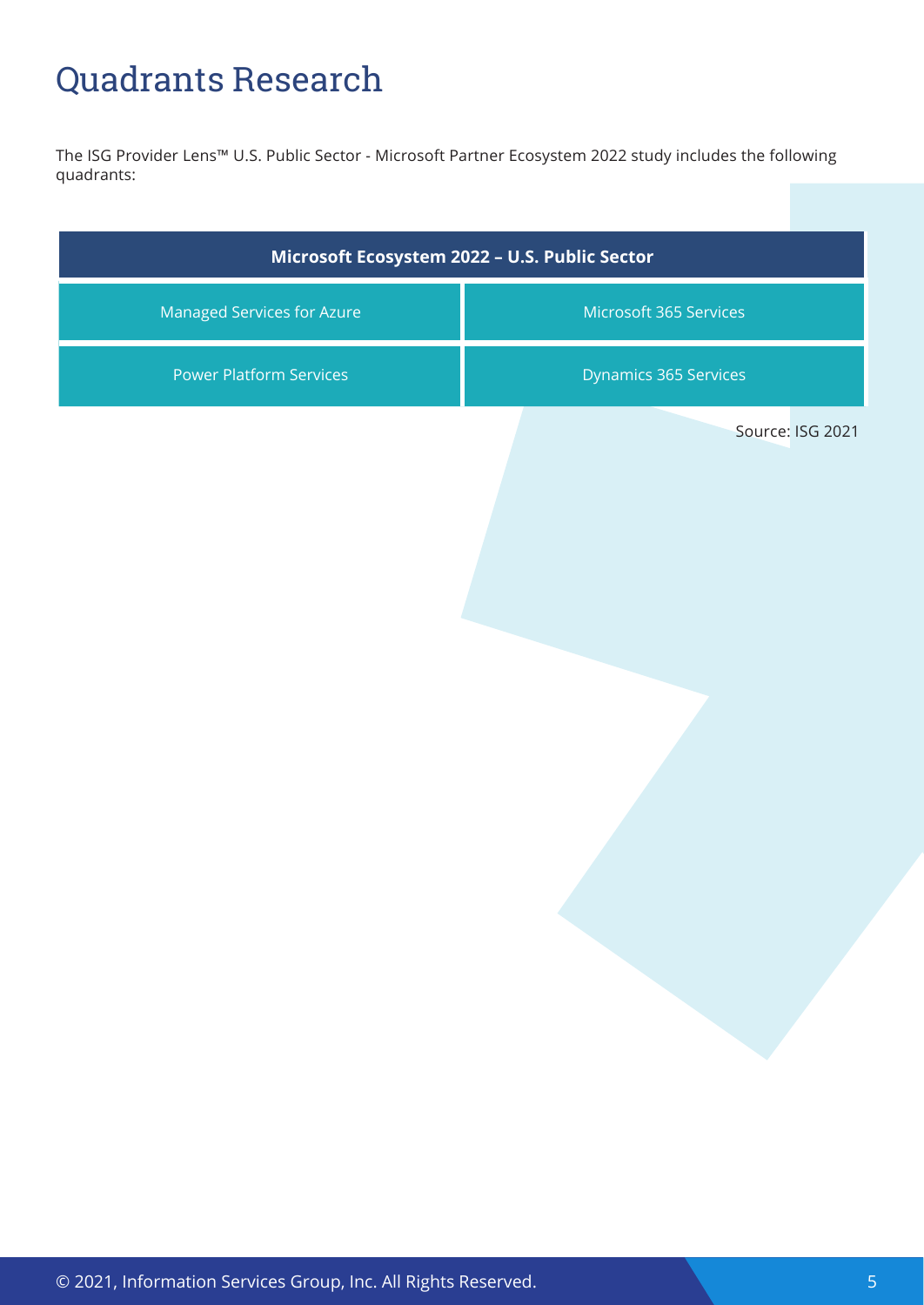# Quadrants Research

The ISG Provider Lens™ U.S. Public Sector - Microsoft Partner Ecosystem 2022 study includes the following quadrants:

| Microsoft Ecosystem 2022 – U.S. Public Sector | |
|---|---|
| Managed Services for Azure | Microsoft 365 Services |
| Power Platform Services | Dynamics 365 Services |

Source: ISG 2021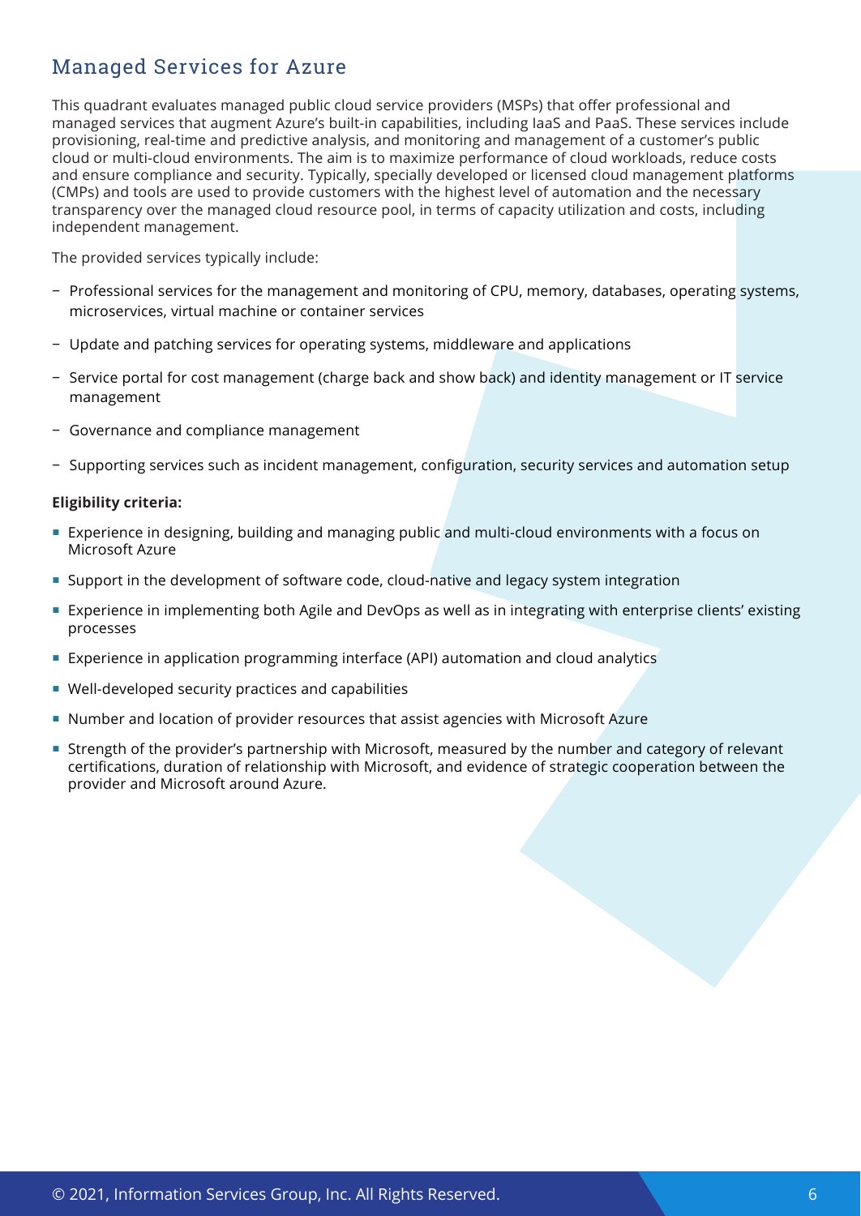## Managed Services for Azure

This quadrant evaluates managed public cloud service providers (MSPs) that offer professional and managed services that augment Azure's built-in capabilities, including IaaS and PaaS. These services include provisioning, real-time and predictive analysis, and monitoring and management of a customer's public cloud or multi-cloud environments. The aim is to maximize performance of cloud workloads, reduce costs and ensure compliance and security. Typically, specially developed or licensed cloud management platforms (CMPs) and tools are used to provide customers with the highest level of automation and the necessary transparency over the managed cloud resource pool, in terms of capacity utilization and costs, including independent management.

The provided services typically include:

- Professional services for the management and monitoring of CPU, memory, databases, operating systems, microservices, virtual machine or container services
- Update and patching services for operating systems, middleware and applications
- Service portal for cost management (charge back and show back) and identity management or IT service management
- Governance and compliance management
- Supporting services such as incident management, configuration, security services and automation setup

**Eligibility criteria:**

- Experience in designing, building and managing public and multi-cloud environments with a focus on Microsoft Azure
- Support in the development of software code, cloud-native and legacy system integration
- Experience in implementing both Agile and DevOps as well as in integrating with enterprise clients' existing processes
- Experience in application programming interface (API) automation and cloud analytics
- Well-developed security practices and capabilities
- Number and location of provider resources that assist agencies with Microsoft Azure
- Strength of the provider's partnership with Microsoft, measured by the number and category of relevant certifications, duration of relationship with Microsoft, and evidence of strategic cooperation between the provider and Microsoft around Azure.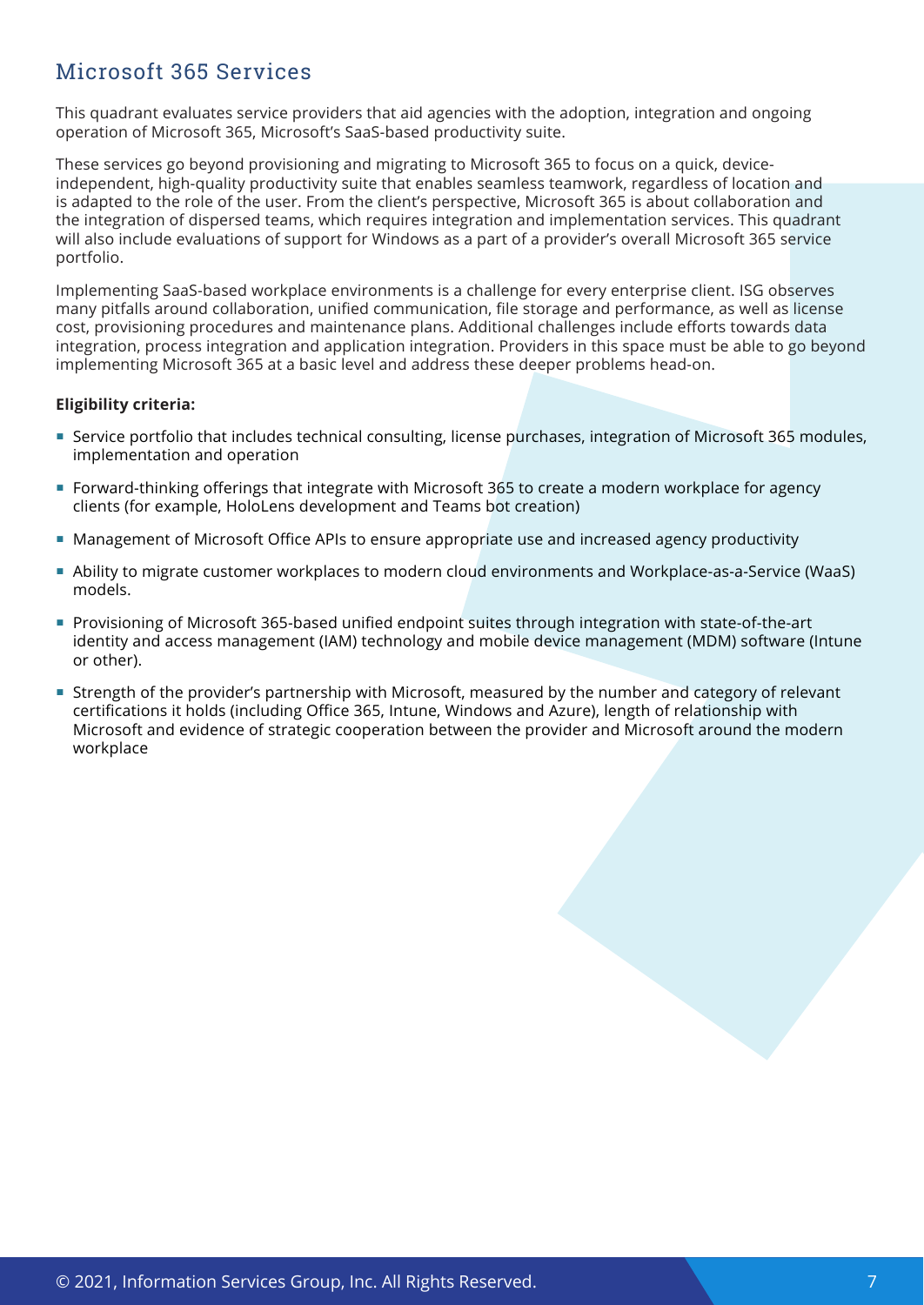## Microsoft 365 Services

This quadrant evaluates service providers that aid agencies with the adoption, integration and ongoing operation of Microsoft 365, Microsoft's SaaS-based productivity suite.

These services go beyond provisioning and migrating to Microsoft 365 to focus on a quick, device-independent, high-quality productivity suite that enables seamless teamwork, regardless of location and is adapted to the role of the user. From the client's perspective, Microsoft 365 is about collaboration and the integration of dispersed teams, which requires integration and implementation services. This quadrant will also include evaluations of support for Windows as a part of a provider's overall Microsoft 365 service portfolio.

Implementing SaaS-based workplace environments is a challenge for every enterprise client. ISG observes many pitfalls around collaboration, unified communication, file storage and performance, as well as license cost, provisioning procedures and maintenance plans. Additional challenges include efforts towards data integration, process integration and application integration. Providers in this space must be able to go beyond implementing Microsoft 365 at a basic level and address these deeper problems head-on.

**Eligibility criteria:**

- Service portfolio that includes technical consulting, license purchases, integration of Microsoft 365 modules, implementation and operation
- Forward-thinking offerings that integrate with Microsoft 365 to create a modern workplace for agency clients (for example, HoloLens development and Teams bot creation)
- Management of Microsoft Office APIs to ensure appropriate use and increased agency productivity
- Ability to migrate customer workplaces to modern cloud environments and Workplace-as-a-Service (WaaS) models.
- Provisioning of Microsoft 365-based unified endpoint suites through integration with state-of-the-art identity and access management (IAM) technology and mobile device management (MDM) software (Intune or other).
- Strength of the provider's partnership with Microsoft, measured by the number and category of relevant certifications it holds (including Office 365, Intune, Windows and Azure), length of relationship with Microsoft and evidence of strategic cooperation between the provider and Microsoft around the modern workplace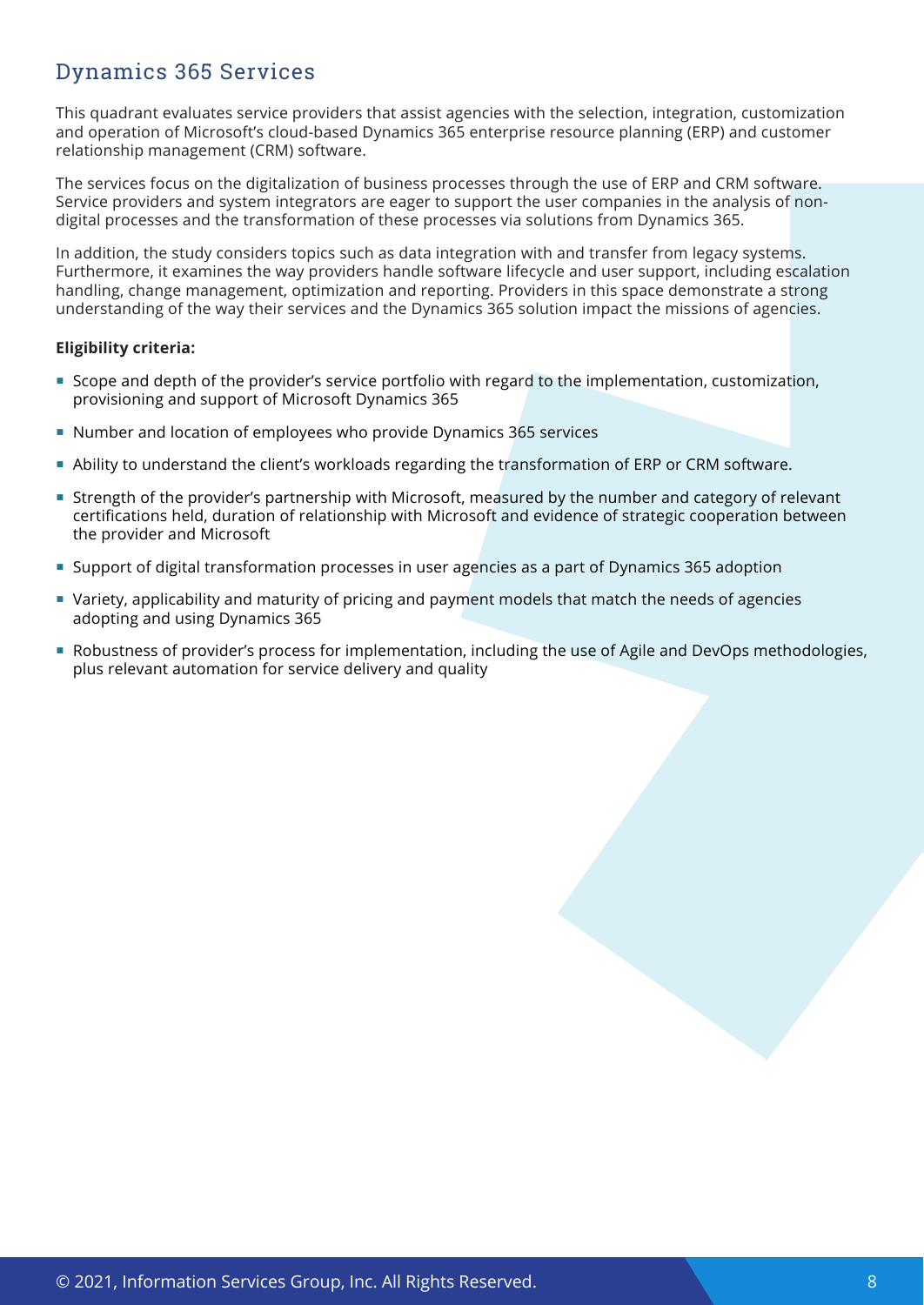## Dynamics 365 Services

This quadrant evaluates service providers that assist agencies with the selection, integration, customization and operation of Microsoft's cloud-based Dynamics 365 enterprise resource planning (ERP) and customer relationship management (CRM) software.

The services focus on the digitalization of business processes through the use of ERP and CRM software. Service providers and system integrators are eager to support the user companies in the analysis of non-digital processes and the transformation of these processes via solutions from Dynamics 365.

In addition, the study considers topics such as data integration with and transfer from legacy systems. Furthermore, it examines the way providers handle software lifecycle and user support, including escalation handling, change management, optimization and reporting. Providers in this space demonstrate a strong understanding of the way their services and the Dynamics 365 solution impact the missions of agencies.

**Eligibility criteria:**

- Scope and depth of the provider's service portfolio with regard to the implementation, customization, provisioning and support of Microsoft Dynamics 365
- Number and location of employees who provide Dynamics 365 services
- Ability to understand the client's workloads regarding the transformation of ERP or CRM software.
- Strength of the provider's partnership with Microsoft, measured by the number and category of relevant certifications held, duration of relationship with Microsoft and evidence of strategic cooperation between the provider and Microsoft
- Support of digital transformation processes in user agencies as a part of Dynamics 365 adoption
- Variety, applicability and maturity of pricing and payment models that match the needs of agencies adopting and using Dynamics 365
- Robustness of provider's process for implementation, including the use of Agile and DevOps methodologies, plus relevant automation for service delivery and quality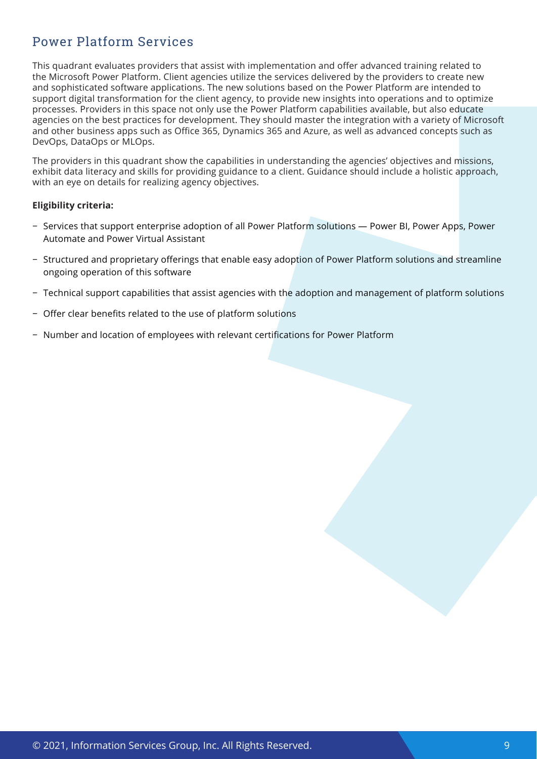## Power Platform Services

This quadrant evaluates providers that assist with implementation and offer advanced training related to the Microsoft Power Platform. Client agencies utilize the services delivered by the providers to create new and sophisticated software applications. The new solutions based on the Power Platform are intended to support digital transformation for the client agency, to provide new insights into operations and to optimize processes. Providers in this space not only use the Power Platform capabilities available, but also educate agencies on the best practices for development. They should master the integration with a variety of Microsoft and other business apps such as Office 365, Dynamics 365 and Azure, as well as advanced concepts such as DevOps, DataOps or MLOps.

The providers in this quadrant show the capabilities in understanding the agencies' objectives and missions, exhibit data literacy and skills for providing guidance to a client. Guidance should include a holistic approach, with an eye on details for realizing agency objectives.

**Eligibility criteria:**

- Services that support enterprise adoption of all Power Platform solutions — Power BI, Power Apps, Power Automate and Power Virtual Assistant
- Structured and proprietary offerings that enable easy adoption of Power Platform solutions and streamline ongoing operation of this software
- Technical support capabilities that assist agencies with the adoption and management of platform solutions
- Offer clear benefits related to the use of platform solutions
- Number and location of employees with relevant certifications for Power Platform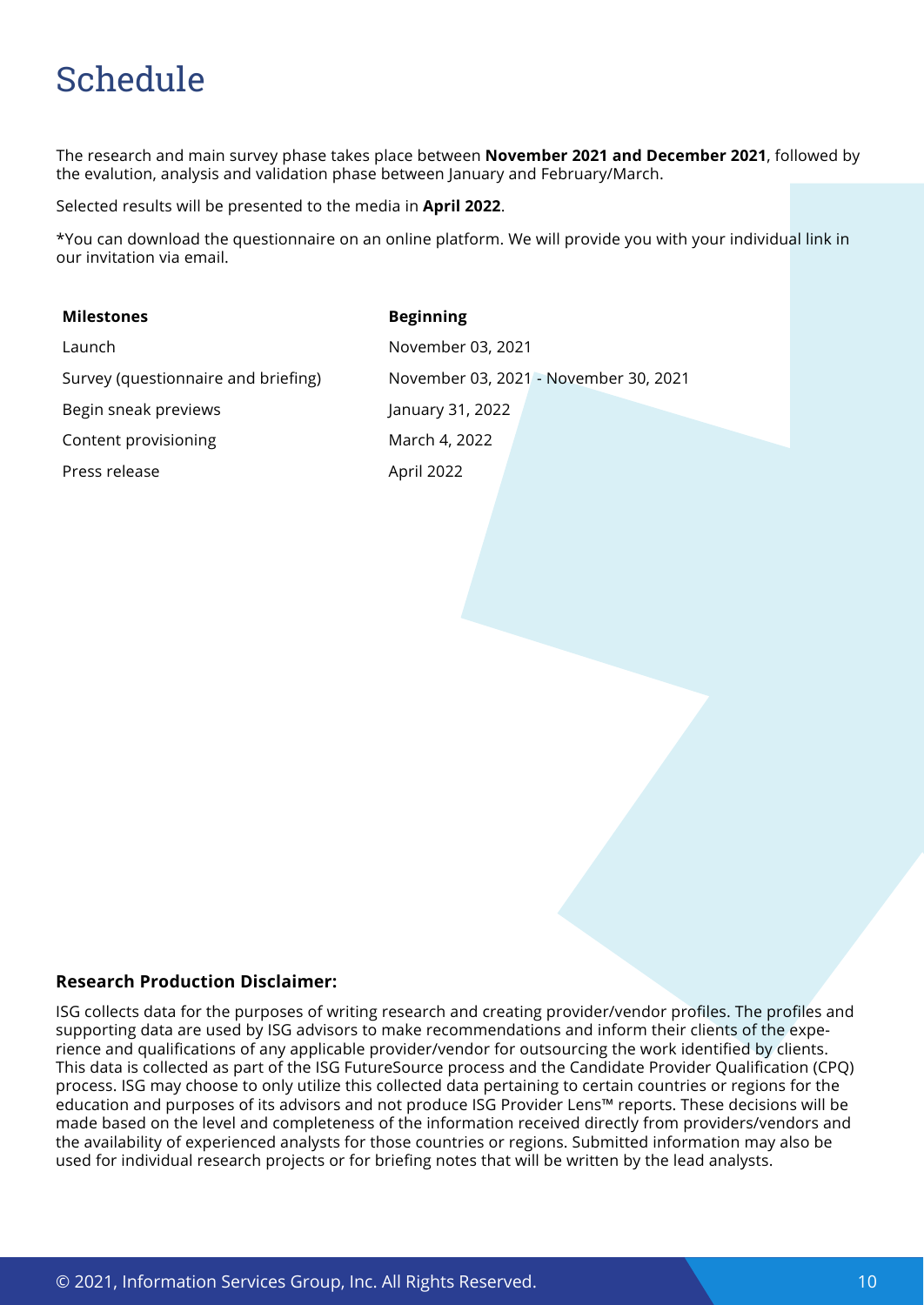# Schedule

The research and main survey phase takes place between **November 2021 and December 2021**, followed by the evalution, analysis and validation phase between January and February/March.

Selected results will be presented to the media in **April 2022**.

*You can download the questionnaire on an online platform. We will provide you with your individual link in our invitation via email.

| **Milestones** | **Beginning** |
| --- | --- |
| Launch | November 03, 2021 |
| Survey (questionnaire and briefing) | November 03, 2021 - November 30, 2021 |
| Begin sneak previews | January 31, 2022 |
| Content provisioning | March 4, 2022 |
| Press release | April 2022 |

**Research Production Disclaimer:**

ISG collects data for the purposes of writing research and creating provider/vendor profiles. The profiles and supporting data are used by ISG advisors to make recommendations and inform their clients of the experience and qualifications of any applicable provider/vendor for outsourcing the work identified by clients. This data is collected as part of the ISG FutureSource process and the Candidate Provider Qualification (CPQ) process. ISG may choose to only utilize this collected data pertaining to certain countries or regions for the education and purposes of its advisors and not produce ISG Provider Lens™ reports. These decisions will be made based on the level and completeness of the information received directly from providers/vendors and the availability of experienced analysts for those countries or regions. Submitted information may also be used for individual research projects or for briefing notes that will be written by the lead analysts.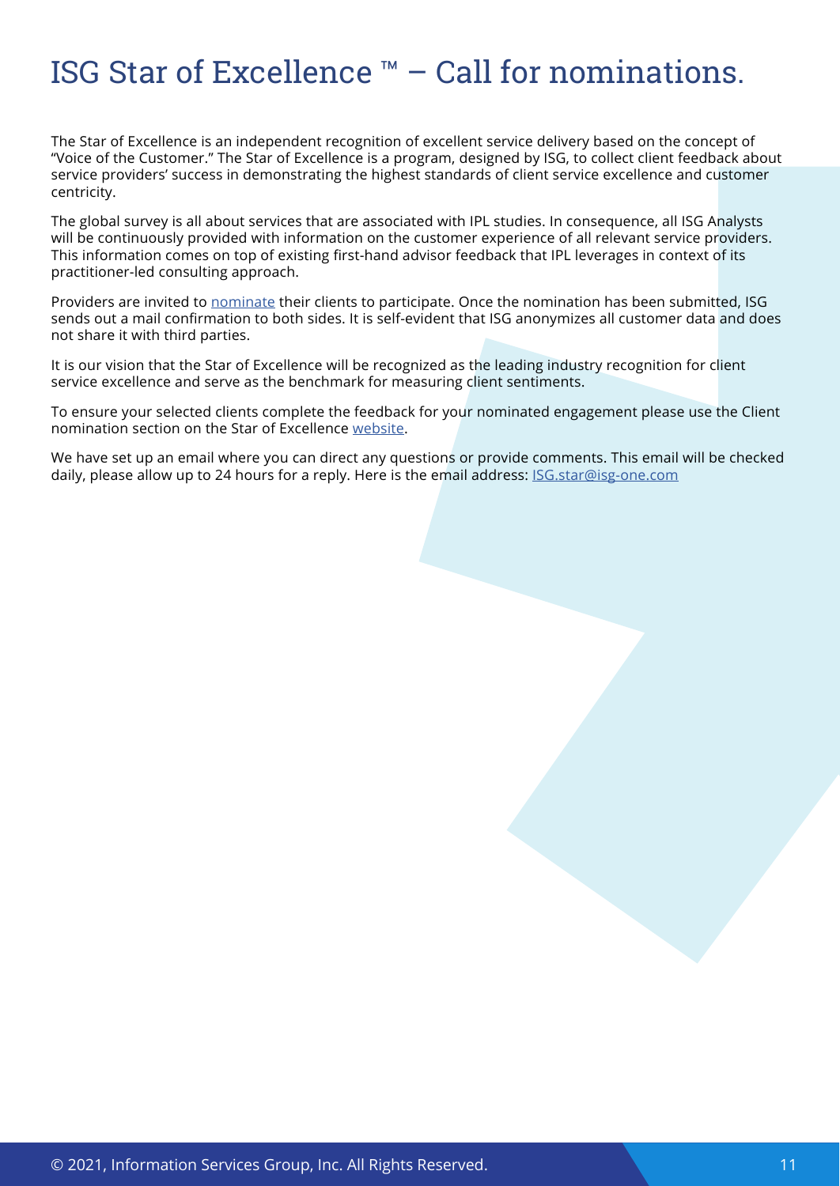# ISG Star of Excellence ™ – Call for nominations.

The Star of Excellence is an independent recognition of excellent service delivery based on the concept of "Voice of the Customer." The Star of Excellence is a program, designed by ISG, to collect client feedback about service providers' success in demonstrating the highest standards of client service excellence and customer centricity.

The global survey is all about services that are associated with IPL studies. In consequence, all ISG Analysts will be continuously provided with information on the customer experience of all relevant service providers. This information comes on top of existing first-hand advisor feedback that IPL leverages in context of its practitioner-led consulting approach.

Providers are invited to nominate their clients to participate. Once the nomination has been submitted, ISG sends out a mail confirmation to both sides. It is self-evident that ISG anonymizes all customer data and does not share it with third parties.

It is our vision that the Star of Excellence will be recognized as the leading industry recognition for client service excellence and serve as the benchmark for measuring client sentiments.

To ensure your selected clients complete the feedback for your nominated engagement please use the Client nomination section on the Star of Excellence website.

We have set up an email where you can direct any questions or provide comments. This email will be checked daily, please allow up to 24 hours for a reply. Here is the email address: ISG.star@isg-one.com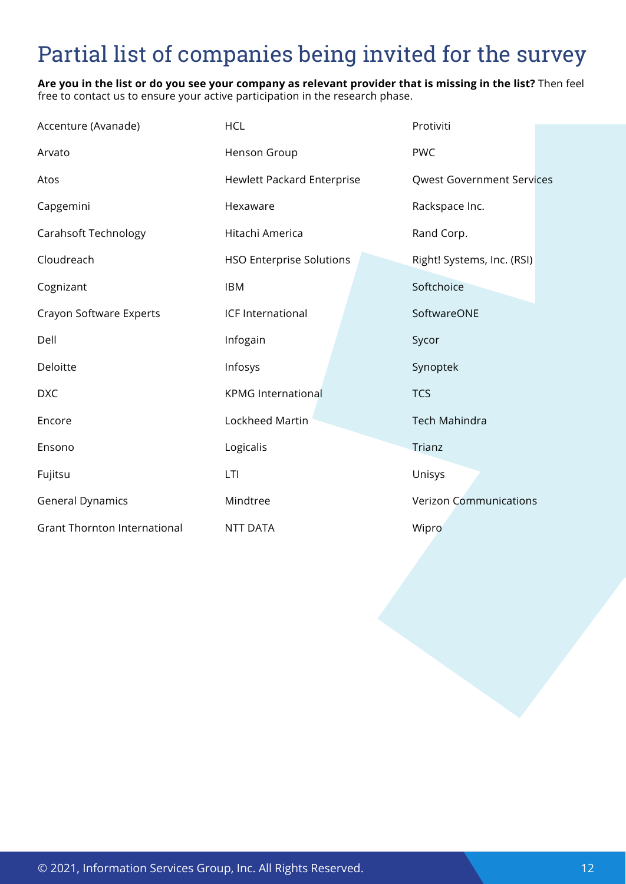# Partial list of companies being invited for the survey

**Are you in the list or do you see your company as relevant provider that is missing in the list?** Then feel free to contact us to ensure your active participation in the research phase.

- Accenture (Avanade)
- Arvato
- Atos
- Capgemini
- Carahsoft Technology
- Cloudreach
- Cognizant
- Crayon Software Experts
- Dell
- Deloitte
- DXC
- Encore
- Ensono
- Fujitsu
- General Dynamics
- Grant Thornton International
- HCL
- Henson Group
- Hewlett Packard Enterprise
- Hexaware
- Hitachi America
- HSO Enterprise Solutions
- IBM
- ICF International
- Infogain
- Infosys
- KPMG International
- Lockheed Martin
- Logicalis
- LTI
- Mindtree
- NTT DATA
- Protiviti
- PWC
- Qwest Government Services
- Rackspace Inc.
- Rand Corp.
- Right! Systems, Inc. (RSI)
- Softchoice
- SoftwareONE
- Sycor
- Synoptek
- TCS
- Tech Mahindra
- Trianz
- Unisys
- Verizon Communications
- Wipro

© 2021, Information Services Group, Inc. All Rights Reserved.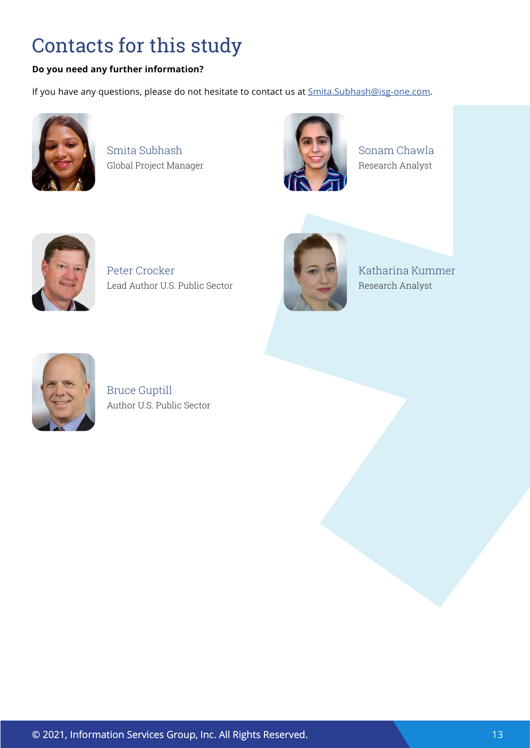# Contacts for this study

**Do you need any further information?**

If you have any questions, please do not hesitate to contact us at Smita.Subhash@isg-one.com.

Smita Subhash
Global Project Manager

Sonam Chawla
Research Analyst

Peter Crocker
Lead Author U.S. Public Sector

Katharina Kummer
Research Analyst

Bruce Guptill
Author U.S. Public Sector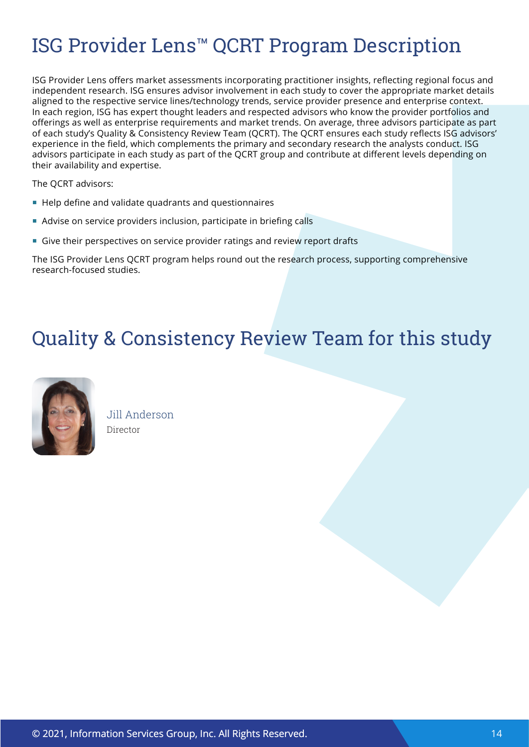# ISG Provider Lens™ QCRT Program Description

ISG Provider Lens offers market assessments incorporating practitioner insights, reflecting regional focus and independent research. ISG ensures advisor involvement in each study to cover the appropriate market details aligned to the respective service lines/technology trends, service provider presence and enterprise context. In each region, ISG has expert thought leaders and respected advisors who know the provider portfolios and offerings as well as enterprise requirements and market trends. On average, three advisors participate as part of each study's Quality & Consistency Review Team (QCRT). The QCRT ensures each study reflects ISG advisors' experience in the field, which complements the primary and secondary research the analysts conduct. ISG advisors participate in each study as part of the QCRT group and contribute at different levels depending on their availability and expertise.

The QCRT advisors:

- Help define and validate quadrants and questionnaires
- Advise on service providers inclusion, participate in briefing calls
- Give their perspectives on service provider ratings and review report drafts

The ISG Provider Lens QCRT program helps round out the research process, supporting comprehensive research-focused studies.

# Quality & Consistency Review Team for this study

Jill Anderson
Director

© 2021, Information Services Group, Inc. All Rights Reserved.